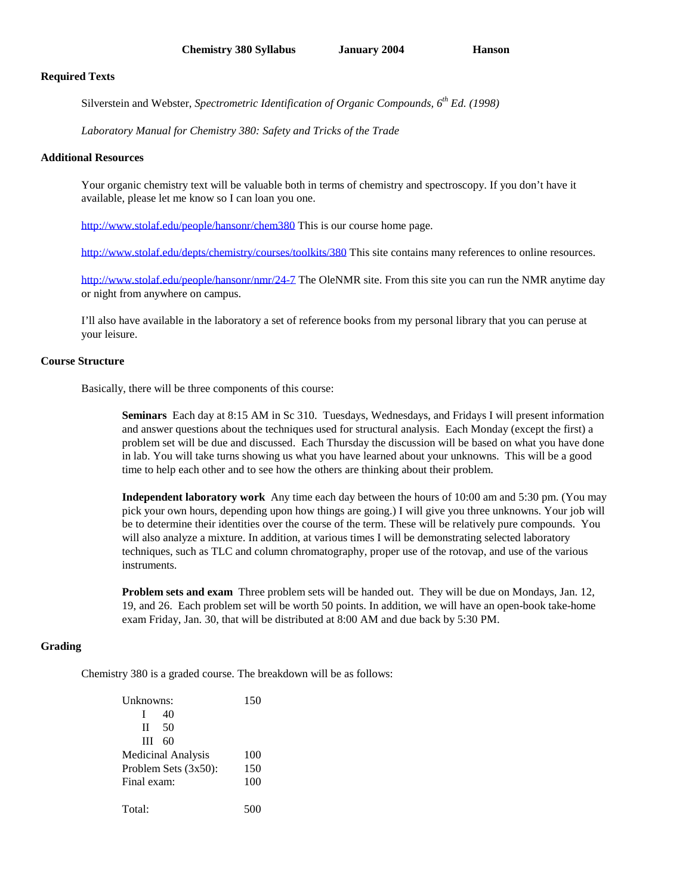**Chemistry 380 Syllabus      January 2004      Hanson**

## Required Texts

Silverstein and Webster, *Spectrometric Identification of Organic Compounds, 6th Ed. (1998)*

*Laboratory Manual for Chemistry 380: Safety and Tricks of the Trade*

## Additional Resources

Your organic chemistry text will be valuable both in terms of chemistry and spectroscopy. If you don't have it available, please let me know so I can loan you one.

http://www.stolaf.edu/people/hansonr/chem380 This is our course home page.

http://www.stolaf.edu/depts/chemistry/courses/toolkits/380 This site contains many references to online resources.

http://www.stolaf.edu/people/hansonr/nmr/24-7 The OleNMR site. From this site you can run the NMR anytime day or night from anywhere on campus.

I'll also have available in the laboratory a set of reference books from my personal library that you can peruse at your leisure.

## Course Structure

Basically, there will be three components of this course:

**Seminars** Each day at 8:15 AM in Sc 310. Tuesdays, Wednesdays, and Fridays I will present information and answer questions about the techniques used for structural analysis. Each Monday (except the first) a problem set will be due and discussed. Each Thursday the discussion will be based on what you have done in lab. You will take turns showing us what you have learned about your unknowns. This will be a good time to help each other and to see how the others are thinking about their problem.

**Independent laboratory work** Any time each day between the hours of 10:00 am and 5:30 pm. (You may pick your own hours, depending upon how things are going.) I will give you three unknowns. Your job will be to determine their identities over the course of the term. These will be relatively pure compounds. You will also analyze a mixture. In addition, at various times I will be demonstrating selected laboratory techniques, such as TLC and column chromatography, proper use of the rotovap, and use of the various instruments.

**Problem sets and exam** Three problem sets will be handed out. They will be due on Mondays, Jan. 12, 19, and 26. Each problem set will be worth 50 points. In addition, we will have an open-book take-home exam Friday, Jan. 30, that will be distributed at 8:00 AM and due back by 5:30 PM.

## Grading

Chemistry 380 is a graded course. The breakdown will be as follows:

| | |
|---|---|
| Unknowns: | 150 |
| I 40 | |
| II 50 | |
| III 60 | |
| Medicinal Analysis | 100 |
| Problem Sets (3x50): | 150 |
| Final exam: | 100 |
| | |
| Total: | 500 |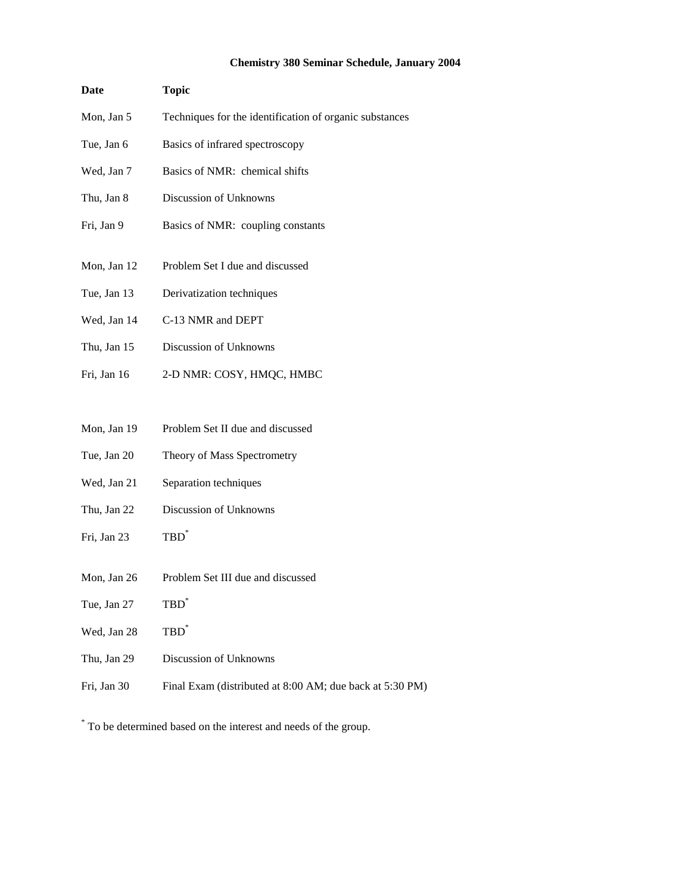**Chemistry 380 Seminar Schedule, January 2004**

| Date | Topic |
|---|---|
| Mon, Jan 5 | Techniques for the identification of organic substances |
| Tue, Jan 6 | Basics of infrared spectroscopy |
| Wed, Jan 7 | Basics of NMR: chemical shifts |
| Thu, Jan 8 | Discussion of Unknowns |
| Fri, Jan 9 | Basics of NMR: coupling constants |
| Mon, Jan 12 | Problem Set I due and discussed |
| Tue, Jan 13 | Derivatization techniques |
| Wed, Jan 14 | C-13 NMR and DEPT |
| Thu, Jan 15 | Discussion of Unknowns |
| Fri, Jan 16 | 2-D NMR: COSY, HMQC, HMBC |
| Mon, Jan 19 | Problem Set II due and discussed |
| Tue, Jan 20 | Theory of Mass Spectrometry |
| Wed, Jan 21 | Separation techniques |
| Thu, Jan 22 | Discussion of Unknowns |
| Fri, Jan 23 | TBD* |
| Mon, Jan 26 | Problem Set III due and discussed |
| Tue, Jan 27 | TBD* |
| Wed, Jan 28 | TBD* |
| Thu, Jan 29 | Discussion of Unknowns |
| Fri, Jan 30 | Final Exam (distributed at 8:00 AM; due back at 5:30 PM) |

* To be determined based on the interest and needs of the group.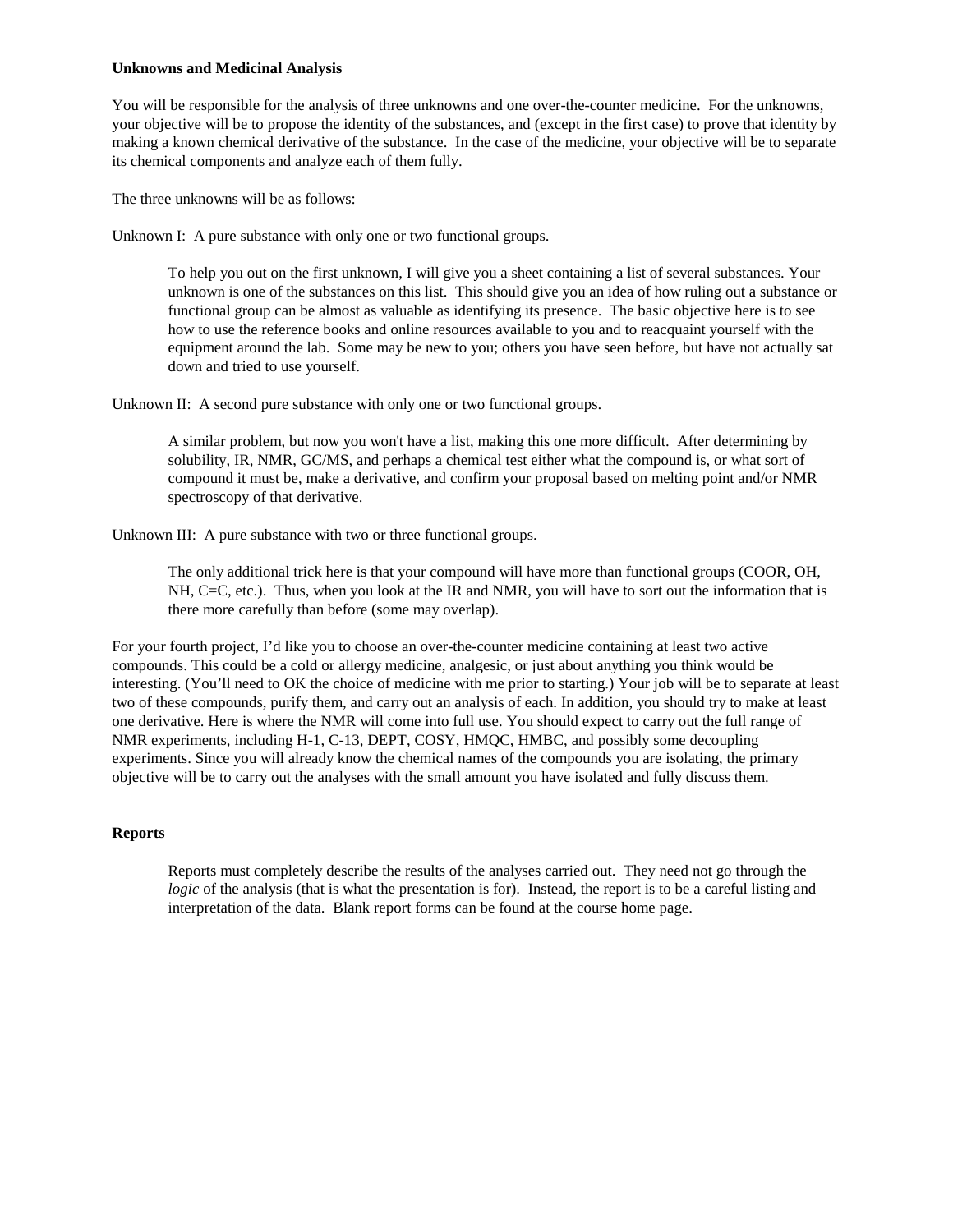**Unknowns and Medicinal Analysis**

You will be responsible for the analysis of three unknowns and one over-the-counter medicine. For the unknowns, your objective will be to propose the identity of the substances, and (except in the first case) to prove that identity by making a known chemical derivative of the substance. In the case of the medicine, your objective will be to separate its chemical components and analyze each of them fully.

The three unknowns will be as follows:

Unknown I: A pure substance with only one or two functional groups.

> To help you out on the first unknown, I will give you a sheet containing a list of several substances. Your unknown is one of the substances on this list. This should give you an idea of how ruling out a substance or functional group can be almost as valuable as identifying its presence. The basic objective here is to see how to use the reference books and online resources available to you and to reacquaint yourself with the equipment around the lab. Some may be new to you; others you have seen before, but have not actually sat down and tried to use yourself.

Unknown II: A second pure substance with only one or two functional groups.

> A similar problem, but now you won't have a list, making this one more difficult. After determining by solubility, IR, NMR, GC/MS, and perhaps a chemical test either what the compound is, or what sort of compound it must be, make a derivative, and confirm your proposal based on melting point and/or NMR spectroscopy of that derivative.

Unknown III: A pure substance with two or three functional groups.

> The only additional trick here is that your compound will have more than functional groups (COOR, OH, NH, C=C, etc.). Thus, when you look at the IR and NMR, you will have to sort out the information that is there more carefully than before (some may overlap).

For your fourth project, I'd like you to choose an over-the-counter medicine containing at least two active compounds. This could be a cold or allergy medicine, analgesic, or just about anything you think would be interesting. (You'll need to OK the choice of medicine with me prior to starting.) Your job will be to separate at least two of these compounds, purify them, and carry out an analysis of each. In addition, you should try to make at least one derivative. Here is where the NMR will come into full use. You should expect to carry out the full range of NMR experiments, including H-1, C-13, DEPT, COSY, HMQC, HMBC, and possibly some decoupling experiments. Since you will already know the chemical names of the compounds you are isolating, the primary objective will be to carry out the analyses with the small amount you have isolated and fully discuss them.

**Reports**

> Reports must completely describe the results of the analyses carried out. They need not go through the *logic* of the analysis (that is what the presentation is for). Instead, the report is to be a careful listing and interpretation of the data. Blank report forms can be found at the course home page.